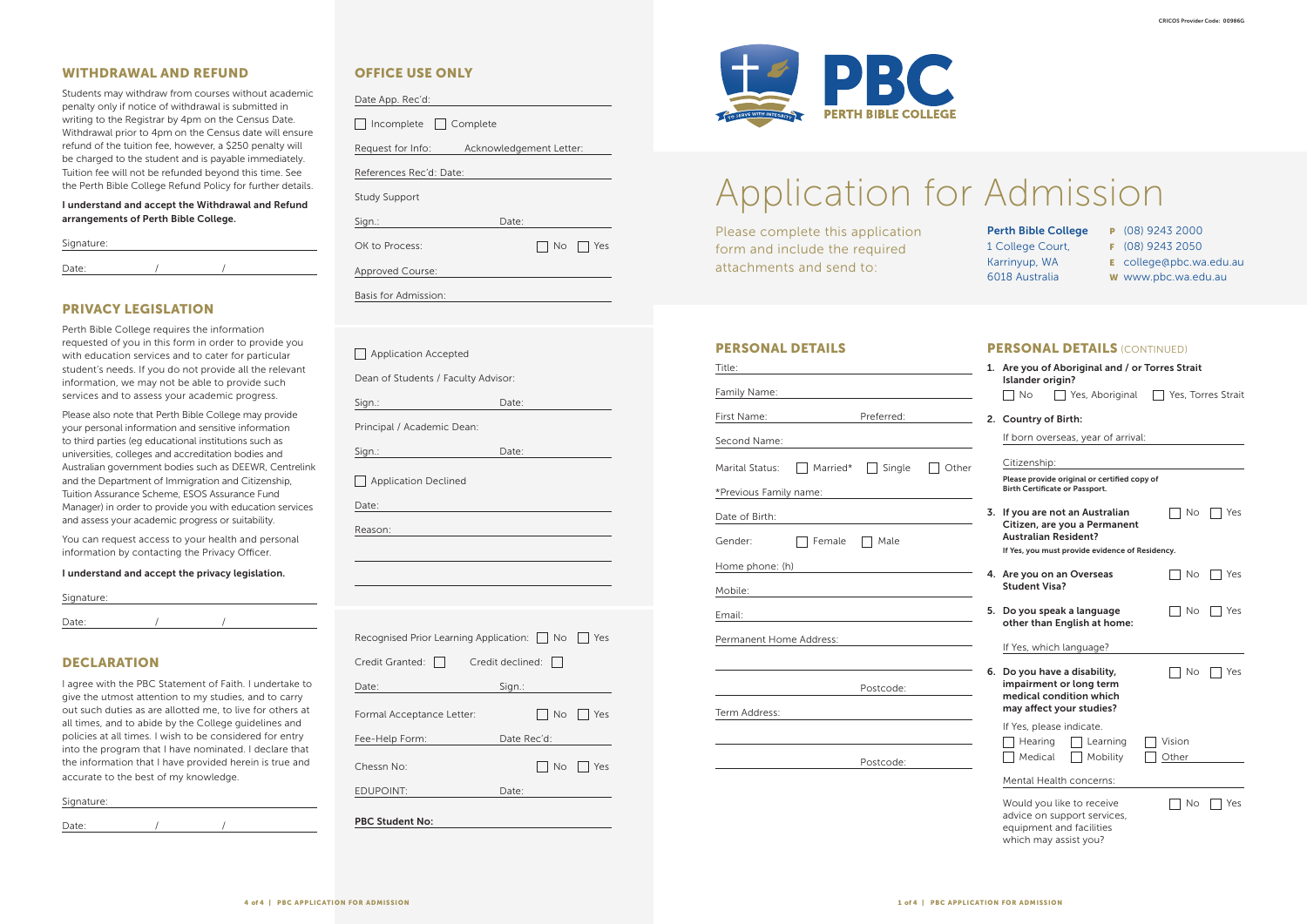CRICOS Provider Code: 00986G

# Application for Admission

PBC PERTH BIBLE COLLEGE — TO SERVE WITH INTEGRITY

Please complete this application form and include the required attachments and send to:

**Perth Bible College**
1 College Court,
Karrinyup, WA
6018 Australia

P (08) 9243 2000
F (08) 9243 2050
E college@pbc.wa.edu.au
W www.pbc.wa.edu.au

## PERSONAL DETAILS

Title:

Family Name:

First Name: Preferred:

Second Name:

Marital Status: ☐ Married* ☐ Single ☐ Other

*Previous Family name:

Date of Birth:

Gender: ☐ Female ☐ Male

Home phone: (h)

Mobile:

Email:

Permanent Home Address:

Postcode:

Term Address:

Postcode:

## PERSONAL DETAILS (CONTINUED)

1. **Are you of Aboriginal and / or Torres Strait Islander origin?**
   ☐ No ☐ Yes, Aboriginal ☐ Yes, Torres Strait
2. **Country of Birth:**
   If born overseas, year of arrival:
   Citizenship:
   **Please provide original or certified copy of Birth Certificate or Passport.**
3. **If you are not an Australian Citizen, are you a Permanent Australian Resident?** ☐ No ☐ Yes
   **If Yes, you must provide evidence of Residency.**
4. **Are you on an Overseas Student Visa?** ☐ No ☐ Yes
5. **Do you speak a language other than English at home:** ☐ No ☐ Yes
   If Yes, which language?
6. **Do you have a disability, impairment or long term medical condition which may affect your studies?** ☐ No ☐ Yes
   If Yes, please indicate.
   ☐ Hearing ☐ Learning ☐ Vision
   ☐ Medical ☐ Mobility ☐ Other
   Mental Health concerns:
   Would you like to receive advice on support services, equipment and facilities which may assist you? ☐ No ☐ Yes

## WITHDRAWAL AND REFUND

Students may withdraw from courses without academic penalty only if notice of withdrawal is submitted in writing to the Registrar by 4pm on the Census Date. Withdrawal prior to 4pm on the Census date will ensure refund of the tuition fee, however, a $250 penalty will be charged to the student and is payable immediately. Tuition fee will not be refunded beyond this time. See the Perth Bible College Refund Policy for further details.

**I understand and accept the Withdrawal and Refund arrangements of Perth Bible College.**

Signature:

Date: / /

## PRIVACY LEGISLATION

Perth Bible College requires the information requested of you in this form in order to provide you with education services and to cater for particular student's needs. If you do not provide all the relevant information, we may not be able to provide such services and to assess your academic progress.

Please also note that Perth Bible College may provide your personal information and sensitive information to third parties (eg educational institutions such as universities, colleges and accreditation bodies and Australian government bodies such as DEEWR, Centrelink and the Department of Immigration and Citizenship, Tuition Assurance Scheme, ESOS Assurance Fund Manager) in order to provide you with education services and assess your academic progress or suitability.

You can request access to your health and personal information by contacting the Privacy Officer.

**I understand and accept the privacy legislation.**

Signature:

Date: / /

## DECLARATION

I agree with the PBC Statement of Faith. I undertake to give the utmost attention to my studies, and to carry out such duties as are allotted me, to live for others at all times, and to abide by the College guidelines and policies at all times. I wish to be considered for entry into the program that I have nominated. I declare that the information that I have provided herein is true and accurate to the best of my knowledge.

Signature:

Date: / /

## OFFICE USE ONLY

Date App. Rec'd:

☐ Incomplete ☐ Complete

Request for Info: Acknowledgement Letter:

References Rec'd: Date:

Study Support

Sign.: Date:

OK to Process: ☐ No ☐ Yes

Approved Course:

Basis for Admission:

☐ Application Accepted

Dean of Students / Faculty Advisor:

Sign.: Date:

Principal / Academic Dean:

Sign.: Date:

☐ Application Declined

Date:

Reason:

Recognised Prior Learning Application: ☐ No ☐ Yes

Credit Granted: ☐ Credit declined: ☐

Date: Sign.:

Formal Acceptance Letter: ☐ No ☐ Yes

Fee-Help Form: Date Rec'd:

Chessn No: ☐ No ☐ Yes

EDUPOINT: Date:

**PBC Student No:**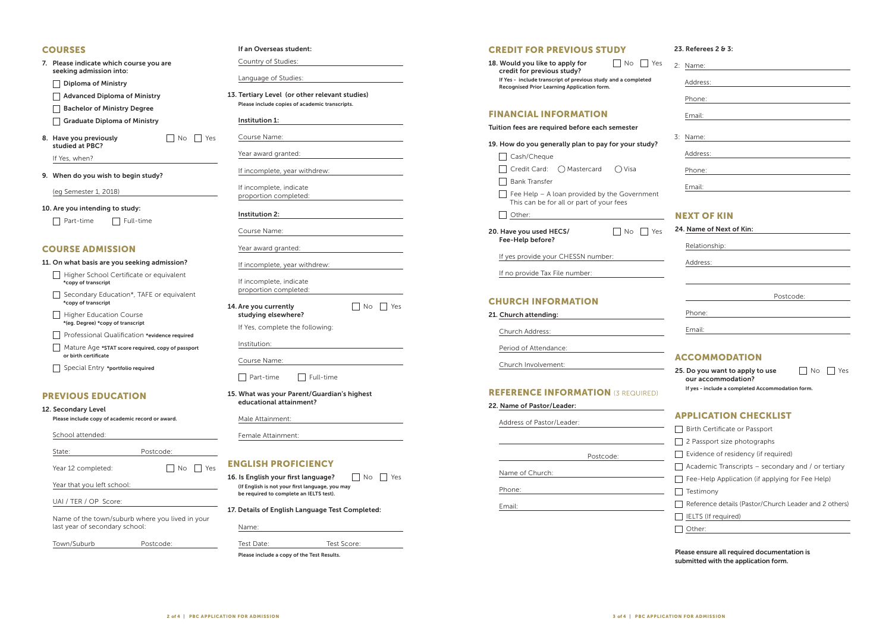## COURSES

**7. Please indicate which course you are seeking admission into:**

- ☐ **Diploma of Ministry**
- ☐ **Advanced Diploma of Ministry**
- ☐ **Bachelor of Ministry Degree**
- ☐ **Graduate Diploma of Ministry**

**8. Have you previously studied at PBC?** ☐ No ☐ Yes

If Yes, when?

**9. When do you wish to begin study?**

(eg Semester 1, 2018)

**10. Are you intending to study:**

☐ Part-time ☐ Full-time

## COURSE ADMISSION

**11. On what basis are you seeking admission?**

- ☐ Higher School Certificate or equivalent **\*copy of transcript**
- ☐ Secondary Education\*, TAFE or equivalent **\*copy of transcript**
- ☐ Higher Education Course **\*(eg. Degree) \*copy of transcript**
- ☐ Professional Qualification **\*evidence required**
- ☐ Mature Age **\*STAT score required, copy of passport or birth certificate**
- ☐ Special Entry **\*portfolio required**

## PREVIOUS EDUCATION

**12. Secondary Level**

**Please include copy of academic record or award.**

School attended:

State: Postcode:

Year 12 completed: ☐ No ☐ Yes

Year that you left school:

UAI / TER / OP Score:

Name of the town/suburb where you lived in your last year of secondary school:

Town/Suburb Postcode:

**If an Overseas student:**

Country of Studies:

Language of Studies:

**13. Tertiary Level (or other relevant studies)**

**Please include copies of academic transcripts.**

**Institution 1:**

Course Name:

Year award granted:

If incomplete, year withdrew:

If incomplete, indicate proportion completed:

**Institution 2:**

Course Name:

Year award granted:

If incomplete, year withdrew:

If incomplete, indicate proportion completed:

**14. Are you currently studying elsewhere?** ☐ No ☐ Yes

If Yes, complete the following:

Institution:

Course Name:

☐ Part-time ☐ Full-time

**15. What was your Parent/Guardian's highest educational attainment?**

Male Attainment:

Female Attainment:

## ENGLISH PROFICIENCY

**16. Is English your first language?** ☐ No ☐ Yes

**(If English is not your first language, you may be required to complete an IELTS test).**

**17. Details of English Language Test Completed:**

Name:

Test Date: Test Score:

**Please include a copy of the Test Results.**

## CREDIT FOR PREVIOUS STUDY

**18. Would you like to apply for credit for previous study?** ☐ No ☐ Yes

**If Yes - include transcript of previous study and a completed Recognised Prior Learning Application form.**

## FINANCIAL INFORMATION

**Tuition fees are required before each semester**

**19. How do you generally plan to pay for your study?**

- ☐ Cash/Cheque
- ☐ Credit Card: ◯ Mastercard ◯ Visa
- ☐ Bank Transfer
- ☐ Fee Help – A loan provided by the Government. This can be for all or part of your fees
- ☐ Other:

**20. Have you used HECS/ Fee-Help before?** ☐ No ☐ Yes

If yes provide your CHESSN number:

If no provide Tax File number:

## CHURCH INFORMATION

**21. Church attending:**

Church Address:

Period of Attendance:

Church Involvement:

## REFERENCE INFORMATION (3 REQUIRED)

**22. Name of Pastor/Leader:**

Address of Pastor/Leader:

Postcode:

Name of Church:

Phone:

Email:

**23. Referees 2 & 3:**

2: Name:

Address:

Phone:

Email:

3: Name:

Address:

Phone:

Email:

## NEXT OF KIN

**24. Name of Next of Kin:**

Relationship:

Address:

Postcode:

Phone:

Email:

## ACCOMMODATION

**25. Do you want to apply to use our accommodation?** ☐ No ☐ Yes

**If yes - include a completed Accommodation form.**

## APPLICATION CHECKLIST

- ☐ Birth Certificate or Passport
- ☐ 2 Passport size photographs
- ☐ Evidence of residency (if required)
- ☐ Academic Transcripts – secondary and / or tertiary
- ☐ Fee-Help Application (if applying for Fee Help)
- ☐ Testimony
- ☐ Reference details (Pastor/Church Leader and 2 others)
- ☐ IELTS (If required)
- ☐ Other:

**Please ensure all required documentation is submitted with the application form.**